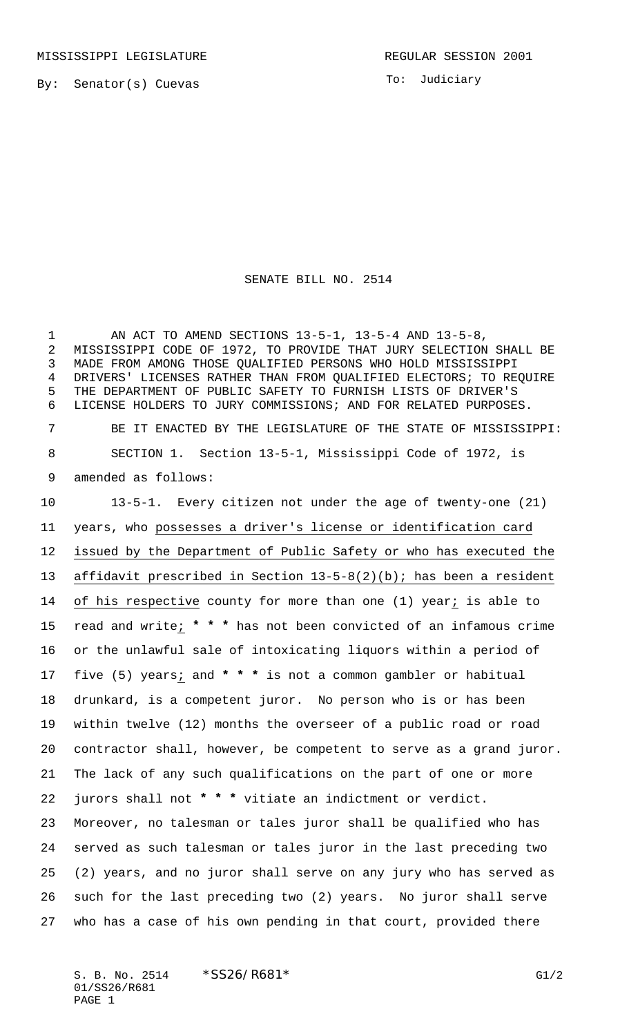MISSISSIPPI LEGISLATURE REGULAR SESSION 2001

By: Senator(s) Cuevas

To: Judiciary

# SENATE BILL NO. 2514

AN ACT TO AMEND SECTIONS 13-5-1, 13-5-4 AND 13-5-8, MISSISSIPPI CODE OF 1972, TO PROVIDE THAT JURY SELECTION SHALL BE MADE FROM AMONG THOSE QUALIFIED PERSONS WHO HOLD MISSISSIPPI DRIVERS' LICENSES RATHER THAN FROM QUALIFIED ELECTORS; TO REQUIRE THE DEPARTMENT OF PUBLIC SAFETY TO FURNISH LISTS OF DRIVER'S LICENSE HOLDERS TO JURY COMMISSIONS; AND FOR RELATED PURPOSES.

BE IT ENACTED BY THE LEGISLATURE OF THE STATE OF MISSISSIPPI:

SECTION 1. Section 13-5-1, Mississippi Code of 1972, is amended as follows:

13-5-1. Every citizen not under the age of twenty-one (21) years, who possesses a driver's license or identification card issued by the Department of Public Safety or who has executed the affidavit prescribed in Section 13-5-8(2)(b); has been a resident of his respective county for more than one (1) year; is able to read and write; **\* \* \*** has not been convicted of an infamous crime or the unlawful sale of intoxicating liquors within a period of five (5) years; and **\* \* \*** is not a common gambler or habitual drunkard, is a competent juror. No person who is or has been within twelve (12) months the overseer of a public road or road contractor shall, however, be competent to serve as a grand juror. The lack of any such qualifications on the part of one or more jurors shall not **\* \* \*** vitiate an indictment or verdict. Moreover, no talesman or tales juror shall be qualified who has served as such talesman or tales juror in the last preceding two (2) years, and no juror shall serve on any jury who has served as such for the last preceding two (2) years. No juror shall serve who has a case of his own pending in that court, provided there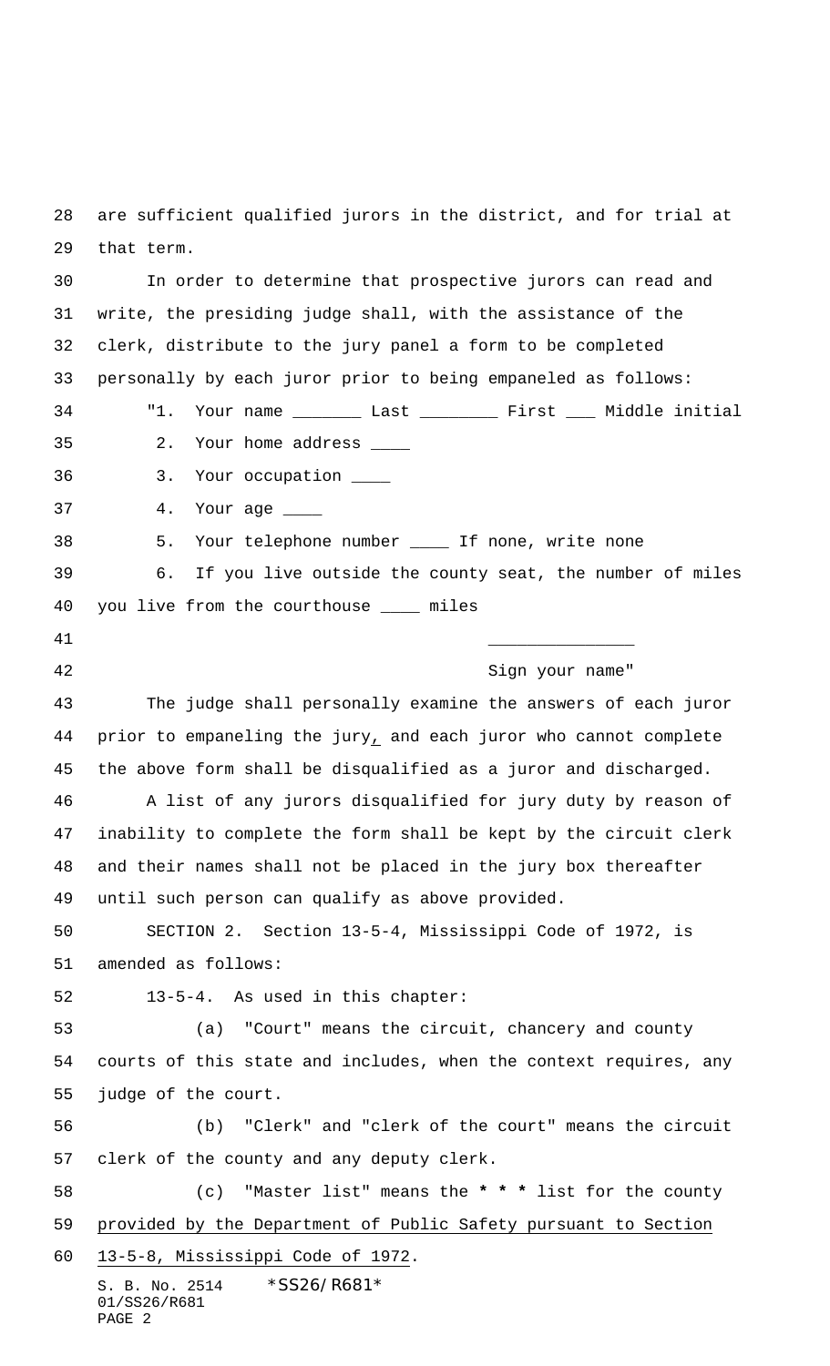are sufficient qualified jurors in the district, and for trial at that term.

In order to determine that prospective jurors can read and write, the presiding judge shall, with the assistance of the clerk, distribute to the jury panel a form to be completed personally by each juror prior to being empaneled as follows:

"1. Your name _______ Last ________ First ___ Middle initial

2. Your home address ____

3. Your occupation ____

4. Your age ____

5. Your telephone number ____ If none, write none

6. If you live outside the county seat, the number of miles you live from the courthouse ____ miles

_______________

Sign your name"

The judge shall personally examine the answers of each juror prior to empaneling the jury, and each juror who cannot complete the above form shall be disqualified as a juror and discharged.

A list of any jurors disqualified for jury duty by reason of inability to complete the form shall be kept by the circuit clerk and their names shall not be placed in the jury box thereafter until such person can qualify as above provided.

SECTION 2. Section 13-5-4, Mississippi Code of 1972, is amended as follows:

13-5-4. As used in this chapter:

(a) "Court" means the circuit, chancery and county courts of this state and includes, when the context requires, any judge of the court.

(b) "Clerk" and "clerk of the court" means the circuit clerk of the county and any deputy clerk.

(c) "Master list" means the *** list for the county provided by the Department of Public Safety pursuant to Section 13-5-8, Mississippi Code of 1972.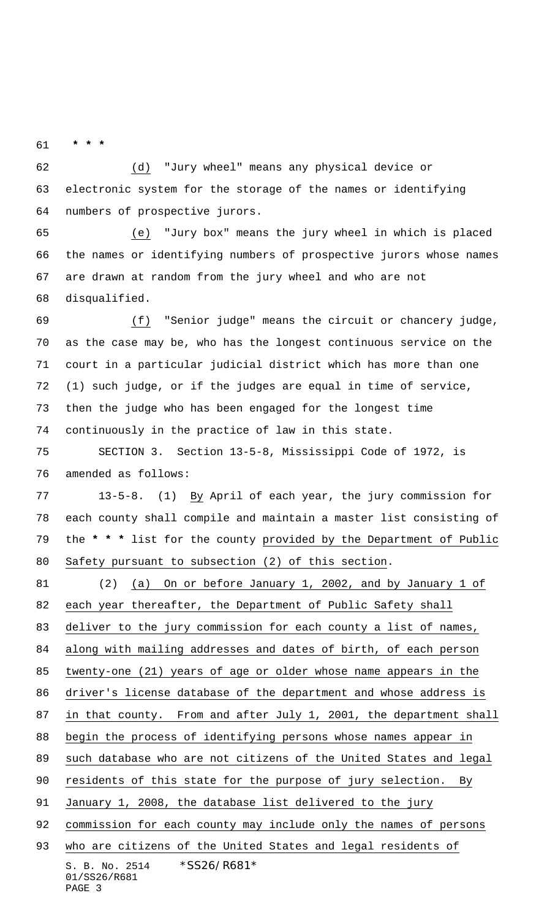**\* \* \***

(d) "Jury wheel" means any physical device or electronic system for the storage of the names or identifying numbers of prospective jurors.

(e) "Jury box" means the jury wheel in which is placed the names or identifying numbers of prospective jurors whose names are drawn at random from the jury wheel and who are not disqualified.

(f) "Senior judge" means the circuit or chancery judge, as the case may be, who has the longest continuous service on the court in a particular judicial district which has more than one (1) such judge, or if the judges are equal in time of service, then the judge who has been engaged for the longest time continuously in the practice of law in this state.

SECTION 3. Section 13-5-8, Mississippi Code of 1972, is amended as follows:

13-5-8. (1) By April of each year, the jury commission for each county shall compile and maintain a master list consisting of the **\* \* \*** list for the county provided by the Department of Public Safety pursuant to subsection (2) of this section.

(2) (a) On or before January 1, 2002, and by January 1 of each year thereafter, the Department of Public Safety shall deliver to the jury commission for each county a list of names, along with mailing addresses and dates of birth, of each person twenty-one (21) years of age or older whose name appears in the driver's license database of the department and whose address is in that county. From and after July 1, 2001, the department shall begin the process of identifying persons whose names appear in such database who are not citizens of the United States and legal residents of this state for the purpose of jury selection. By January 1, 2008, the database list delivered to the jury commission for each county may include only the names of persons who are citizens of the United States and legal residents of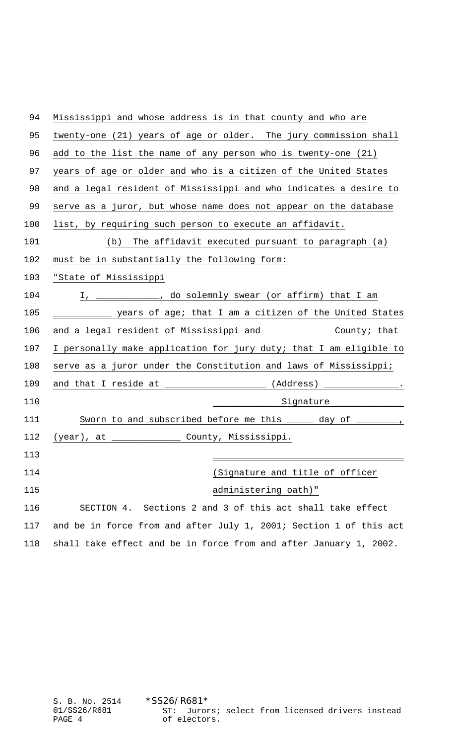Mississippi and whose address is in that county and who are twenty-one (21) years of age or older. The jury commission shall add to the list the name of any person who is twenty-one (21) years of age or older and who is a citizen of the United States and a legal resident of Mississippi and who indicates a desire to serve as a juror, but whose name does not appear on the database list, by requiring such person to execute an affidavit.

(b) The affidavit executed pursuant to paragraph (a) must be in substantially the following form:

"State of Mississippi

I, ____________, do solemnly swear (or affirm) that I am ___________ years of age; that I am a citizen of the United States and a legal resident of Mississippi and______________County; that I personally make application for jury duty; that I am eligible to serve as a juror under the Constitution and laws of Mississippi; and that I reside at ___________________ (Address) ______________.

____________ Signature _____________

Sworn to and subscribed before me this _____ day of ________, (year), at _____________ County, Mississippi.

____________________________________

(Signature and title of officer administering oath)"

SECTION 4. Sections 2 and 3 of this act shall take effect and be in force from and after July 1, 2001; Section 1 of this act shall take effect and be in force from and after January 1, 2002.